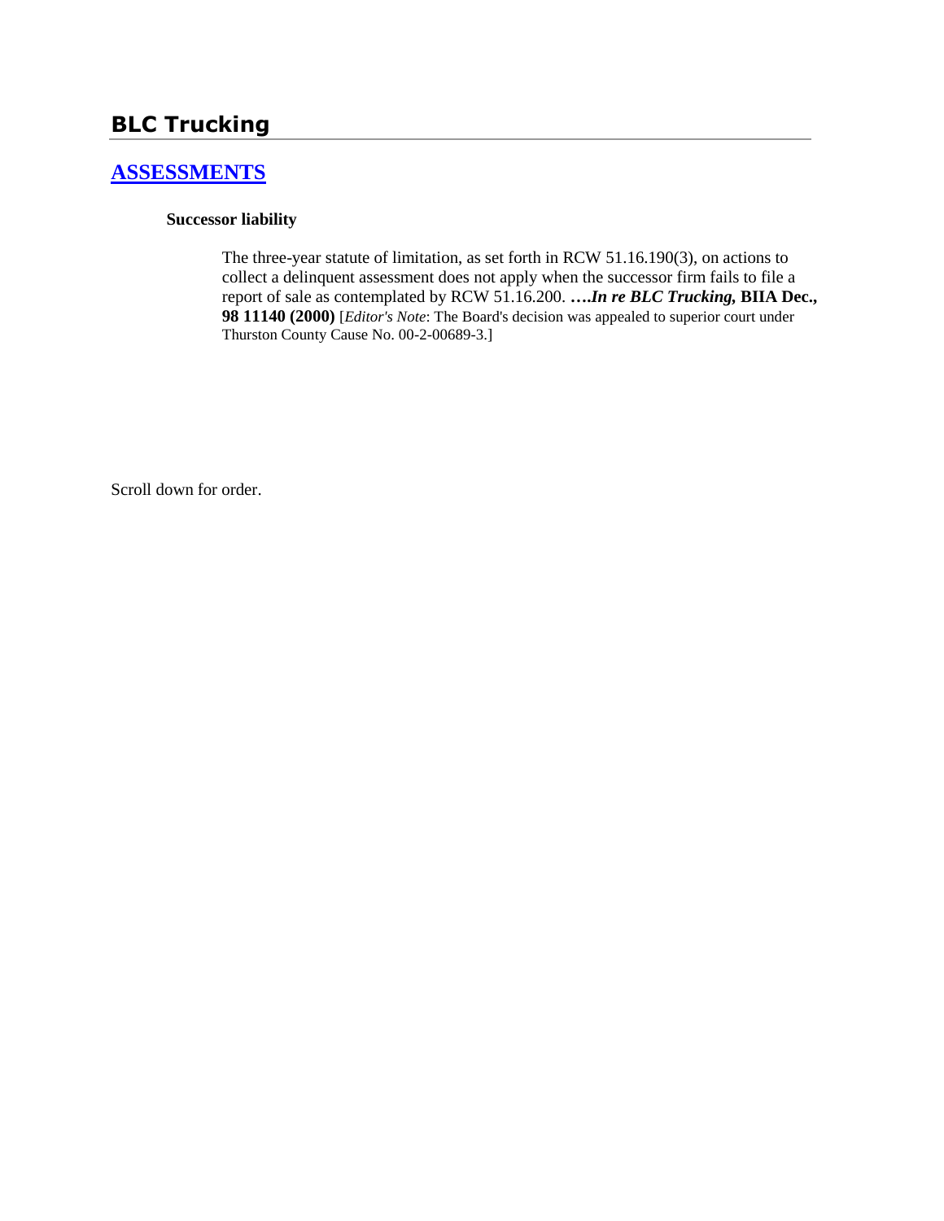# BLC Trucking

## ASSESSMENTS

**Successor liability**

The three-year statute of limitation, as set forth in RCW 51.16.190(3), on actions to collect a delinquent assessment does not apply when the successor firm fails to file a report of sale as contemplated by RCW 51.16.200. ***….In re BLC Trucking,* BIIA Dec., 98 11140 (2000)** [*Editor's Note*: The Board's decision was appealed to superior court under Thurston County Cause No. 00-2-00689-3.]

Scroll down for order.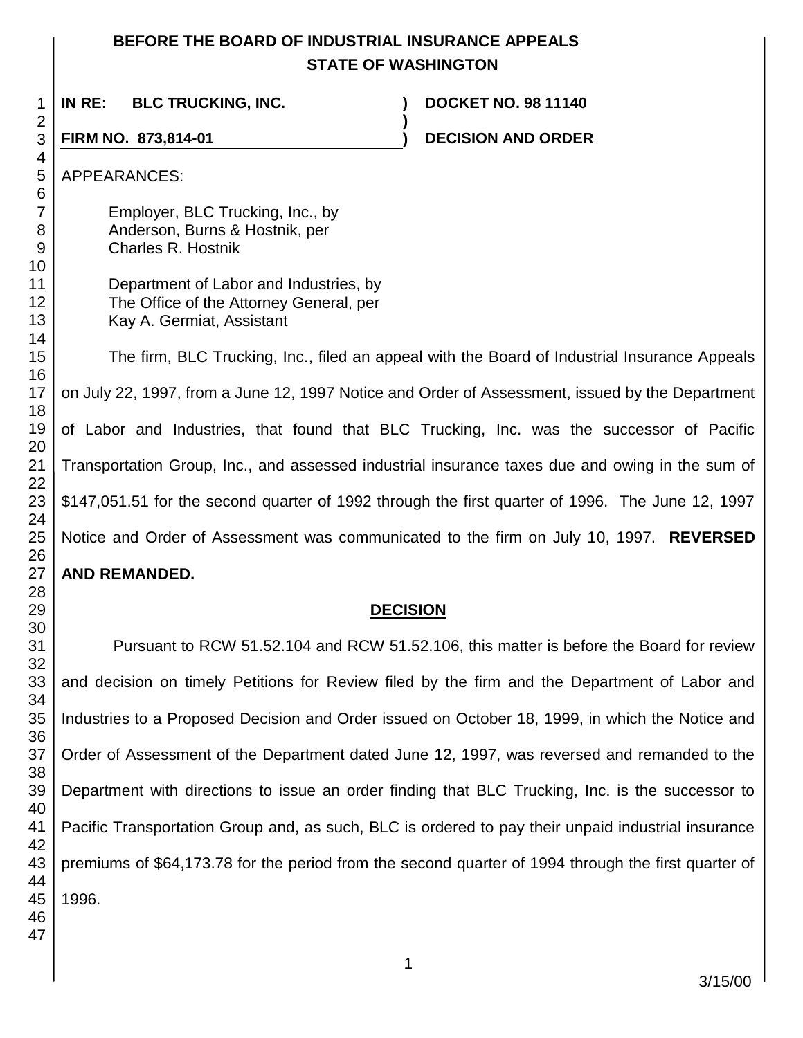# BEFORE THE BOARD OF INDUSTRIAL INSURANCE APPEALS
## STATE OF WASHINGTON

**IN RE: BLC TRUCKING, INC.** ) **DOCKET NO. 98 11140**

**FIRM NO. 873,814-01** ) **DECISION AND ORDER**

APPEARANCES:

Employer, BLC Trucking, Inc., by
Anderson, Burns & Hostnik, per
Charles R. Hostnik

Department of Labor and Industries, by
The Office of the Attorney General, per
Kay A. Germiat, Assistant

The firm, BLC Trucking, Inc., filed an appeal with the Board of Industrial Insurance Appeals on July 22, 1997, from a June 12, 1997 Notice and Order of Assessment, issued by the Department of Labor and Industries, that found that BLC Trucking, Inc. was the successor of Pacific Transportation Group, Inc., and assessed industrial insurance taxes due and owing in the sum of $147,051.51 for the second quarter of 1992 through the first quarter of 1996. The June 12, 1997 Notice and Order of Assessment was communicated to the firm on July 10, 1997. **REVERSED AND REMANDED.**

## DECISION

Pursuant to RCW 51.52.104 and RCW 51.52.106, this matter is before the Board for review and decision on timely Petitions for Review filed by the firm and the Department of Labor and Industries to a Proposed Decision and Order issued on October 18, 1999, in which the Notice and Order of Assessment of the Department dated June 12, 1997, was reversed and remanded to the Department with directions to issue an order finding that BLC Trucking, Inc. is the successor to Pacific Transportation Group and, as such, BLC is ordered to pay their unpaid industrial insurance premiums of $64,173.78 for the period from the second quarter of 1994 through the first quarter of 1996.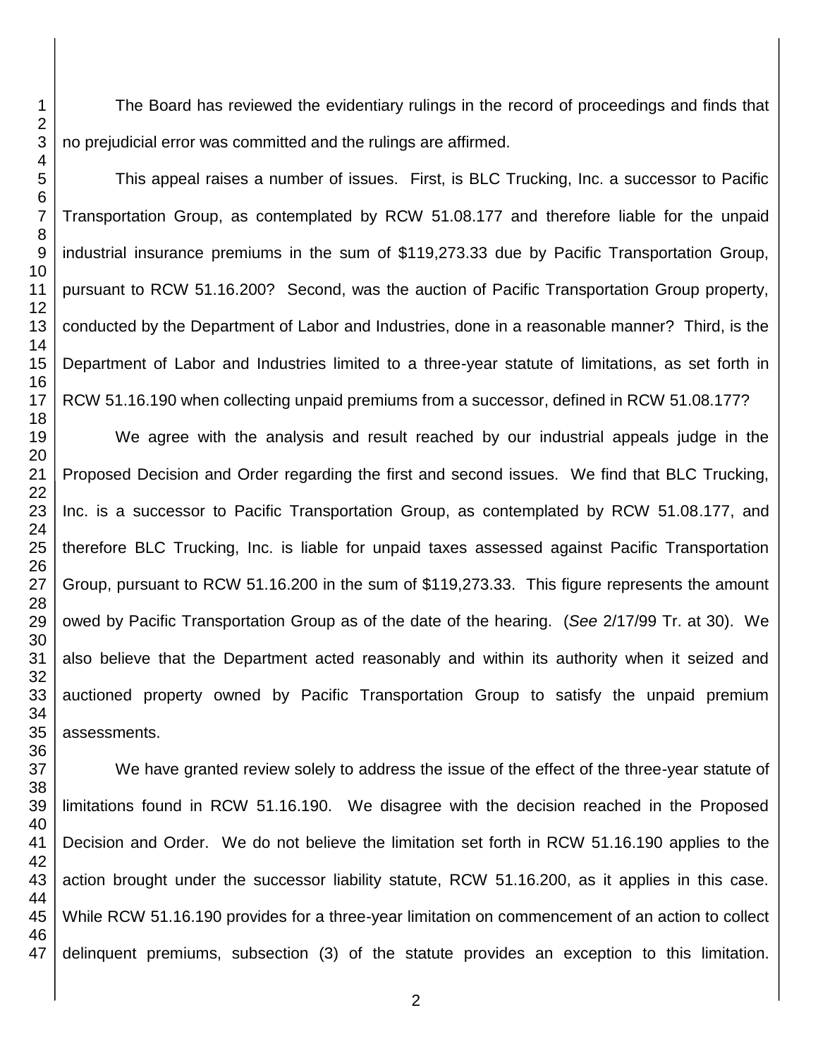The Board has reviewed the evidentiary rulings in the record of proceedings and finds that no prejudicial error was committed and the rulings are affirmed.

This appeal raises a number of issues. First, is BLC Trucking, Inc. a successor to Pacific Transportation Group, as contemplated by RCW 51.08.177 and therefore liable for the unpaid industrial insurance premiums in the sum of $119,273.33 due by Pacific Transportation Group, pursuant to RCW 51.16.200? Second, was the auction of Pacific Transportation Group property, conducted by the Department of Labor and Industries, done in a reasonable manner? Third, is the Department of Labor and Industries limited to a three-year statute of limitations, as set forth in RCW 51.16.190 when collecting unpaid premiums from a successor, defined in RCW 51.08.177?

We agree with the analysis and result reached by our industrial appeals judge in the Proposed Decision and Order regarding the first and second issues. We find that BLC Trucking, Inc. is a successor to Pacific Transportation Group, as contemplated by RCW 51.08.177, and therefore BLC Trucking, Inc. is liable for unpaid taxes assessed against Pacific Transportation Group, pursuant to RCW 51.16.200 in the sum of $119,273.33. This figure represents the amount owed by Pacific Transportation Group as of the date of the hearing. (*See* 2/17/99 Tr. at 30). We also believe that the Department acted reasonably and within its authority when it seized and auctioned property owned by Pacific Transportation Group to satisfy the unpaid premium assessments.

We have granted review solely to address the issue of the effect of the three-year statute of limitations found in RCW 51.16.190. We disagree with the decision reached in the Proposed Decision and Order. We do not believe the limitation set forth in RCW 51.16.190 applies to the action brought under the successor liability statute, RCW 51.16.200, as it applies in this case. While RCW 51.16.190 provides for a three-year limitation on commencement of an action to collect delinquent premiums, subsection (3) of the statute provides an exception to this limitation.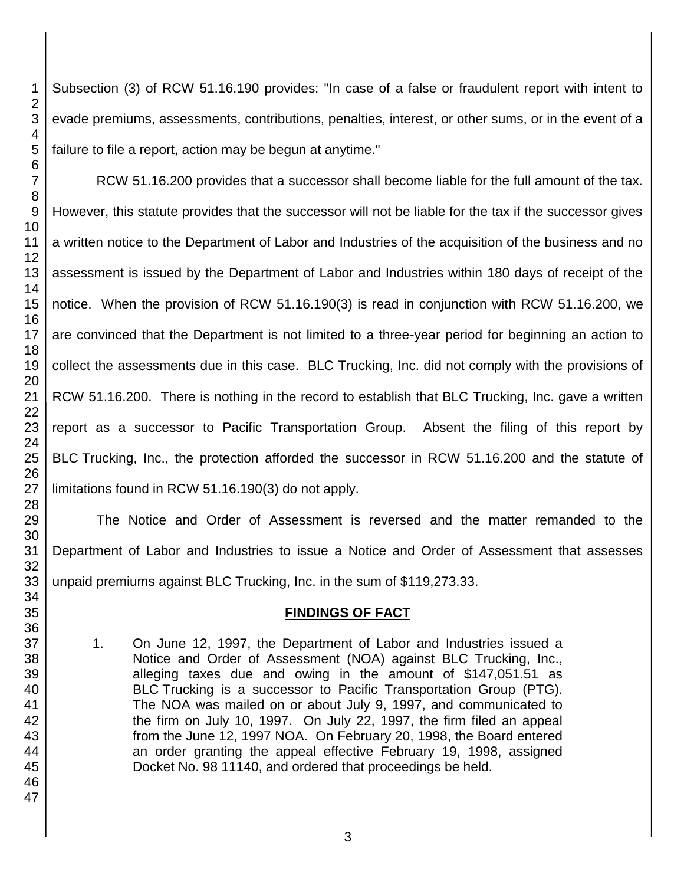Subsection (3) of RCW 51.16.190 provides: "In case of a false or fraudulent report with intent to evade premiums, assessments, contributions, penalties, interest, or other sums, or in the event of a failure to file a report, action may be begun at anytime."

RCW 51.16.200 provides that a successor shall become liable for the full amount of the tax. However, this statute provides that the successor will not be liable for the tax if the successor gives a written notice to the Department of Labor and Industries of the acquisition of the business and no assessment is issued by the Department of Labor and Industries within 180 days of receipt of the notice. When the provision of RCW 51.16.190(3) is read in conjunction with RCW 51.16.200, we are convinced that the Department is not limited to a three-year period for beginning an action to collect the assessments due in this case. BLC Trucking, Inc. did not comply with the provisions of RCW 51.16.200. There is nothing in the record to establish that BLC Trucking, Inc. gave a written report as a successor to Pacific Transportation Group. Absent the filing of this report by BLC Trucking, Inc., the protection afforded the successor in RCW 51.16.200 and the statute of limitations found in RCW 51.16.190(3) do not apply.

The Notice and Order of Assessment is reversed and the matter remanded to the Department of Labor and Industries to issue a Notice and Order of Assessment that assesses unpaid premiums against BLC Trucking, Inc. in the sum of $119,273.33.

## FINDINGS OF FACT

1. On June 12, 1997, the Department of Labor and Industries issued a Notice and Order of Assessment (NOA) against BLC Trucking, Inc., alleging taxes due and owing in the amount of $147,051.51 as BLC Trucking is a successor to Pacific Transportation Group (PTG). The NOA was mailed on or about July 9, 1997, and communicated to the firm on July 10, 1997. On July 22, 1997, the firm filed an appeal from the June 12, 1997 NOA. On February 20, 1998, the Board entered an order granting the appeal effective February 19, 1998, assigned Docket No. 98 11140, and ordered that proceedings be held.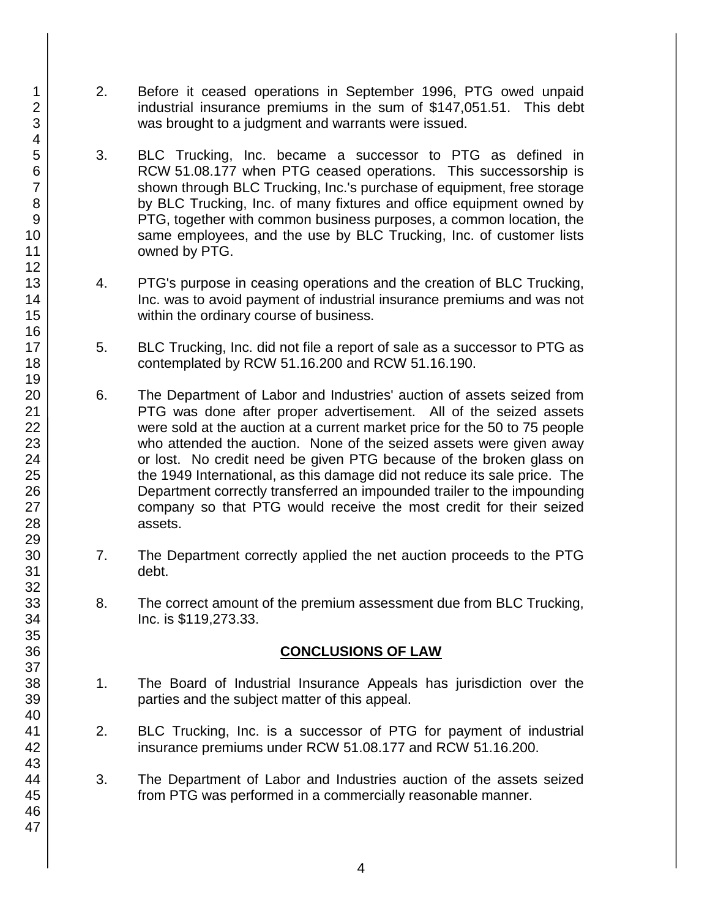2. Before it ceased operations in September 1996, PTG owed unpaid industrial insurance premiums in the sum of $147,051.51. This debt was brought to a judgment and warrants were issued.

3. BLC Trucking, Inc. became a successor to PTG as defined in RCW 51.08.177 when PTG ceased operations. This successorship is shown through BLC Trucking, Inc.'s purchase of equipment, free storage by BLC Trucking, Inc. of many fixtures and office equipment owned by PTG, together with common business purposes, a common location, the same employees, and the use by BLC Trucking, Inc. of customer lists owned by PTG.

4. PTG's purpose in ceasing operations and the creation of BLC Trucking, Inc. was to avoid payment of industrial insurance premiums and was not within the ordinary course of business.

5. BLC Trucking, Inc. did not file a report of sale as a successor to PTG as contemplated by RCW 51.16.200 and RCW 51.16.190.

6. The Department of Labor and Industries' auction of assets seized from PTG was done after proper advertisement. All of the seized assets were sold at the auction at a current market price for the 50 to 75 people who attended the auction. None of the seized assets were given away or lost. No credit need be given PTG because of the broken glass on the 1949 International, as this damage did not reduce its sale price. The Department correctly transferred an impounded trailer to the impounding company so that PTG would receive the most credit for their seized assets.

7. The Department correctly applied the net auction proceeds to the PTG debt.

8. The correct amount of the premium assessment due from BLC Trucking, Inc. is $119,273.33.

## CONCLUSIONS OF LAW

1. The Board of Industrial Insurance Appeals has jurisdiction over the parties and the subject matter of this appeal.

2. BLC Trucking, Inc. is a successor of PTG for payment of industrial insurance premiums under RCW 51.08.177 and RCW 51.16.200.

3. The Department of Labor and Industries auction of the assets seized from PTG was performed in a commercially reasonable manner.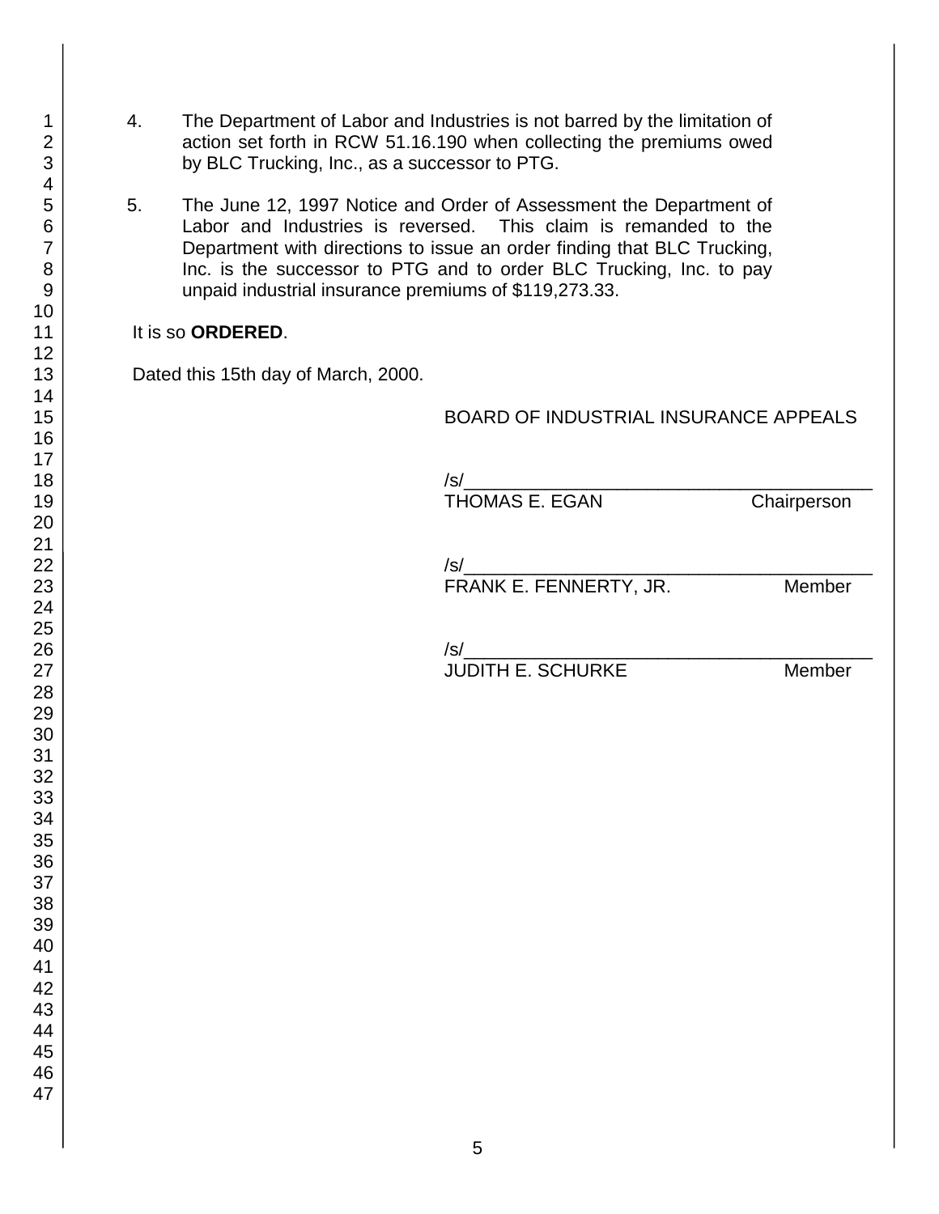4. The Department of Labor and Industries is not barred by the limitation of action set forth in RCW 51.16.190 when collecting the premiums owed by BLC Trucking, Inc., as a successor to PTG.

5. The June 12, 1997 Notice and Order of Assessment the Department of Labor and Industries is reversed. This claim is remanded to the Department with directions to issue an order finding that BLC Trucking, Inc. is the successor to PTG and to order BLC Trucking, Inc. to pay unpaid industrial insurance premiums of $119,273.33.

It is so **ORDERED**.

Dated this 15th day of March, 2000.

BOARD OF INDUSTRIAL INSURANCE APPEALS

/s/\_\_\_\_\_\_\_\_\_\_\_\_\_\_\_\_\_\_\_\_\_\_\_\_\_\_\_\_\_\_\_\_\_\_\_\_\_\_
THOMAS E. EGAN Chairperson

/s/\_\_\_\_\_\_\_\_\_\_\_\_\_\_\_\_\_\_\_\_\_\_\_\_\_\_\_\_\_\_\_\_\_\_\_\_\_\_
FRANK E. FENNERTY, JR. Member

/s/\_\_\_\_\_\_\_\_\_\_\_\_\_\_\_\_\_\_\_\_\_\_\_\_\_\_\_\_\_\_\_\_\_\_\_\_\_\_
JUDITH E. SCHURKE Member